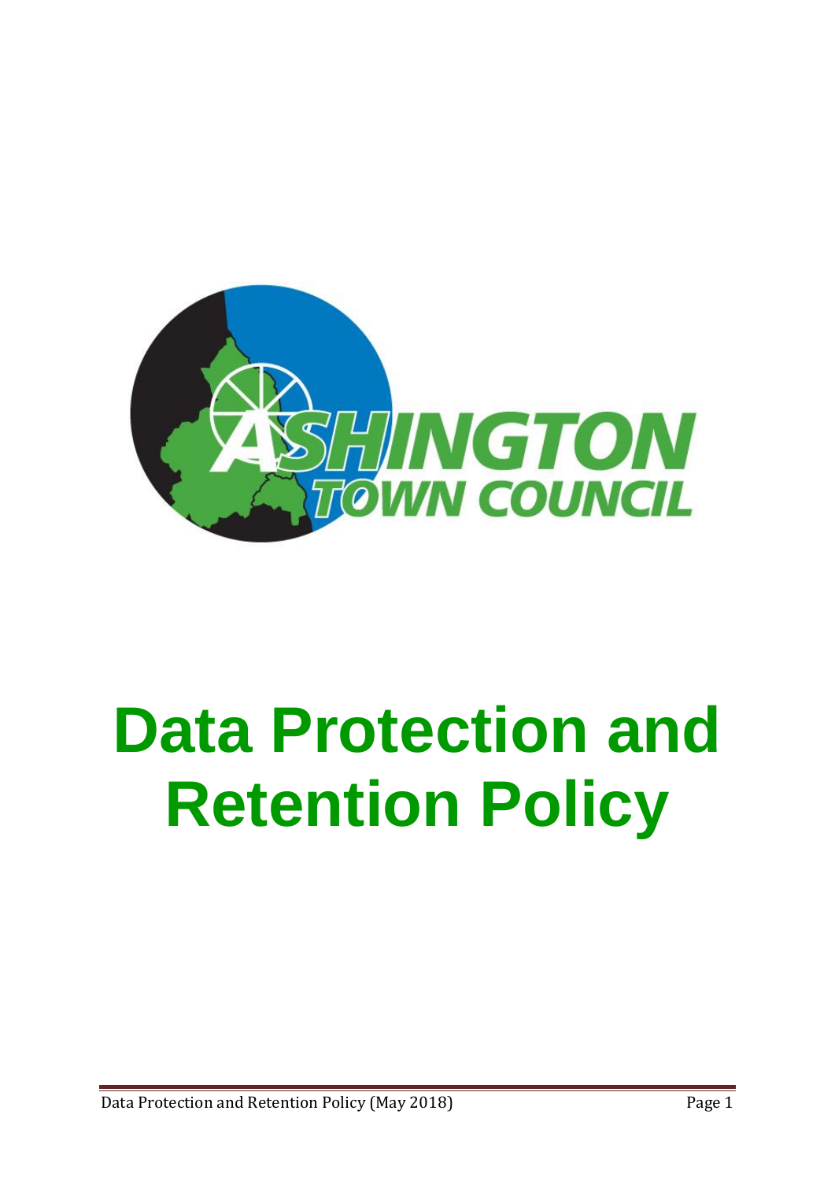# Data Protection and Retention Policy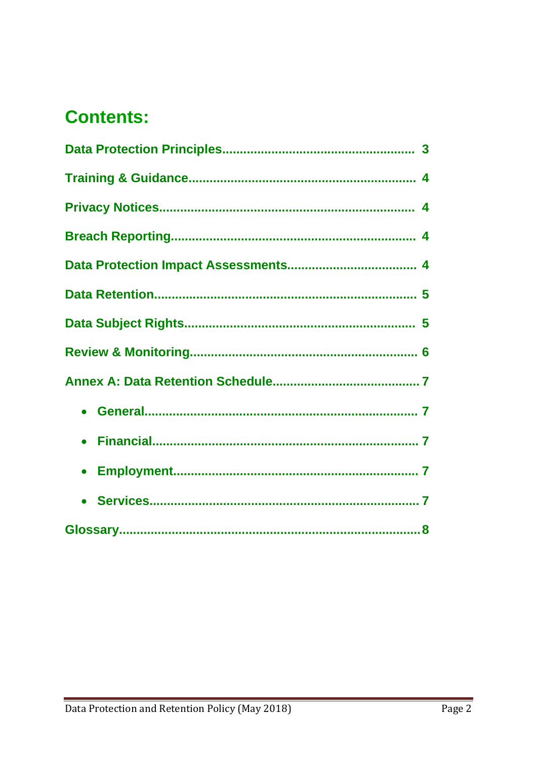## Contents:

**Data Protection Principles....................................................... 3**

**Training & Guidance................................................................ 4**

**Privacy Notices........................................................................ 4**

**Breach Reporting..................................................................... 4**

**Data Protection Impact Assessments.................................... 4**

**Data Retention.......................................................................... 5**

**Data Subject Rights.................................................................. 5**

**Review & Monitoring................................................................ 6**

**Annex A: Data Retention Schedule......................................... 7**

- **General............................................................................. 7**
- **Financial........................................................................... 7**
- **Employment..................................................................... 7**
- **Services............................................................................ 7**

**Glossary..................................................................................... 8**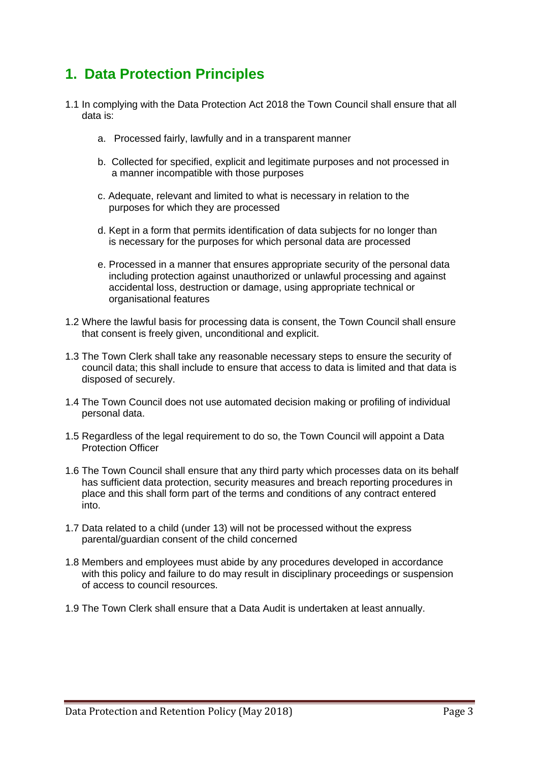# 1. Data Protection Principles

1.1 In complying with the Data Protection Act 2018 the Town Council shall ensure that all data is:

a. Processed fairly, lawfully and in a transparent manner

b. Collected for specified, explicit and legitimate purposes and not processed in a manner incompatible with those purposes

c. Adequate, relevant and limited to what is necessary in relation to the purposes for which they are processed

d. Kept in a form that permits identification of data subjects for no longer than is necessary for the purposes for which personal data are processed

e. Processed in a manner that ensures appropriate security of the personal data including protection against unauthorized or unlawful processing and against accidental loss, destruction or damage, using appropriate technical or organisational features

1.2 Where the lawful basis for processing data is consent, the Town Council shall ensure that consent is freely given, unconditional and explicit.

1.3 The Town Clerk shall take any reasonable necessary steps to ensure the security of council data; this shall include to ensure that access to data is limited and that data is disposed of securely.

1.4 The Town Council does not use automated decision making or profiling of individual personal data.

1.5 Regardless of the legal requirement to do so, the Town Council will appoint a Data Protection Officer

1.6 The Town Council shall ensure that any third party which processes data on its behalf has sufficient data protection, security measures and breach reporting procedures in place and this shall form part of the terms and conditions of any contract entered into.

1.7 Data related to a child (under 13) will not be processed without the express parental/guardian consent of the child concerned

1.8 Members and employees must abide by any procedures developed in accordance with this policy and failure to do may result in disciplinary proceedings or suspension of access to council resources.

1.9 The Town Clerk shall ensure that a Data Audit is undertaken at least annually.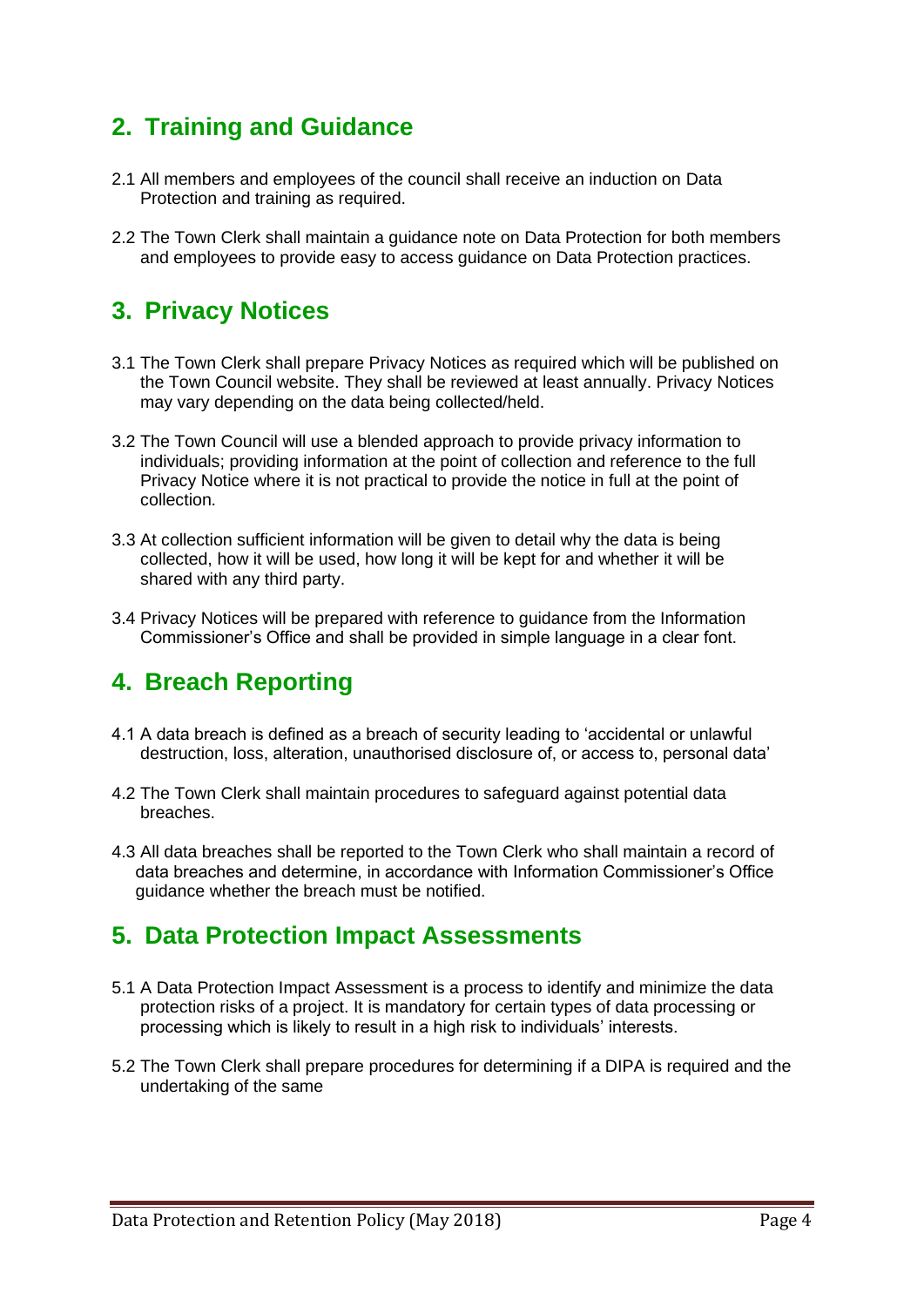## 2. Training and Guidance

2.1 All members and employees of the council shall receive an induction on Data Protection and training as required.

2.2 The Town Clerk shall maintain a guidance note on Data Protection for both members and employees to provide easy to access guidance on Data Protection practices.

## 3. Privacy Notices

3.1 The Town Clerk shall prepare Privacy Notices as required which will be published on the Town Council website. They shall be reviewed at least annually. Privacy Notices may vary depending on the data being collected/held.

3.2 The Town Council will use a blended approach to provide privacy information to individuals; providing information at the point of collection and reference to the full Privacy Notice where it is not practical to provide the notice in full at the point of collection.

3.3 At collection sufficient information will be given to detail why the data is being collected, how it will be used, how long it will be kept for and whether it will be shared with any third party.

3.4 Privacy Notices will be prepared with reference to guidance from the Information Commissioner's Office and shall be provided in simple language in a clear font.

## 4. Breach Reporting

4.1 A data breach is defined as a breach of security leading to 'accidental or unlawful destruction, loss, alteration, unauthorised disclosure of, or access to, personal data'

4.2 The Town Clerk shall maintain procedures to safeguard against potential data breaches.

4.3 All data breaches shall be reported to the Town Clerk who shall maintain a record of data breaches and determine, in accordance with Information Commissioner's Office guidance whether the breach must be notified.

## 5. Data Protection Impact Assessments

5.1 A Data Protection Impact Assessment is a process to identify and minimize the data protection risks of a project. It is mandatory for certain types of data processing or processing which is likely to result in a high risk to individuals' interests.

5.2 The Town Clerk shall prepare procedures for determining if a DIPA is required and the undertaking of the same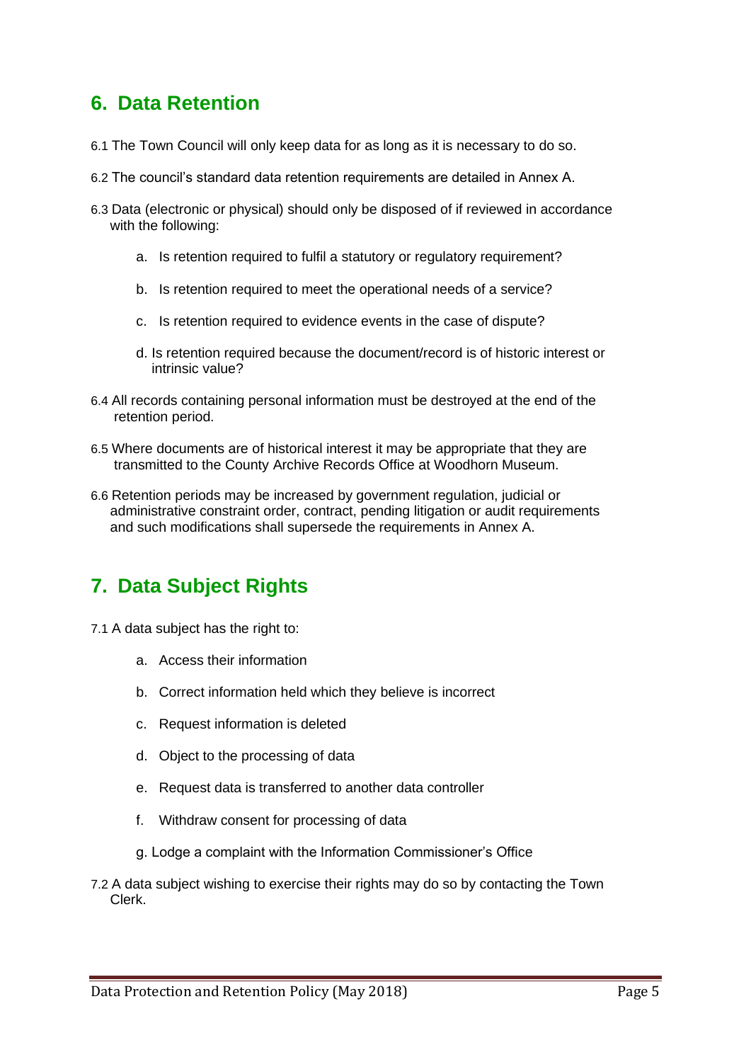## 6. Data Retention

6.1 The Town Council will only keep data for as long as it is necessary to do so.

6.2 The council's standard data retention requirements are detailed in Annex A.

6.3 Data (electronic or physical) should only be disposed of if reviewed in accordance with the following:

a. Is retention required to fulfil a statutory or regulatory requirement?

b. Is retention required to meet the operational needs of a service?

c. Is retention required to evidence events in the case of dispute?

d. Is retention required because the document/record is of historic interest or intrinsic value?

6.4 All records containing personal information must be destroyed at the end of the retention period.

6.5 Where documents are of historical interest it may be appropriate that they are transmitted to the County Archive Records Office at Woodhorn Museum.

6.6 Retention periods may be increased by government regulation, judicial or administrative constraint order, contract, pending litigation or audit requirements and such modifications shall supersede the requirements in Annex A.

## 7. Data Subject Rights

7.1 A data subject has the right to:

a. Access their information

b. Correct information held which they believe is incorrect

c. Request information is deleted

d. Object to the processing of data

e. Request data is transferred to another data controller

f. Withdraw consent for processing of data

g. Lodge a complaint with the Information Commissioner's Office

7.2 A data subject wishing to exercise their rights may do so by contacting the Town Clerk.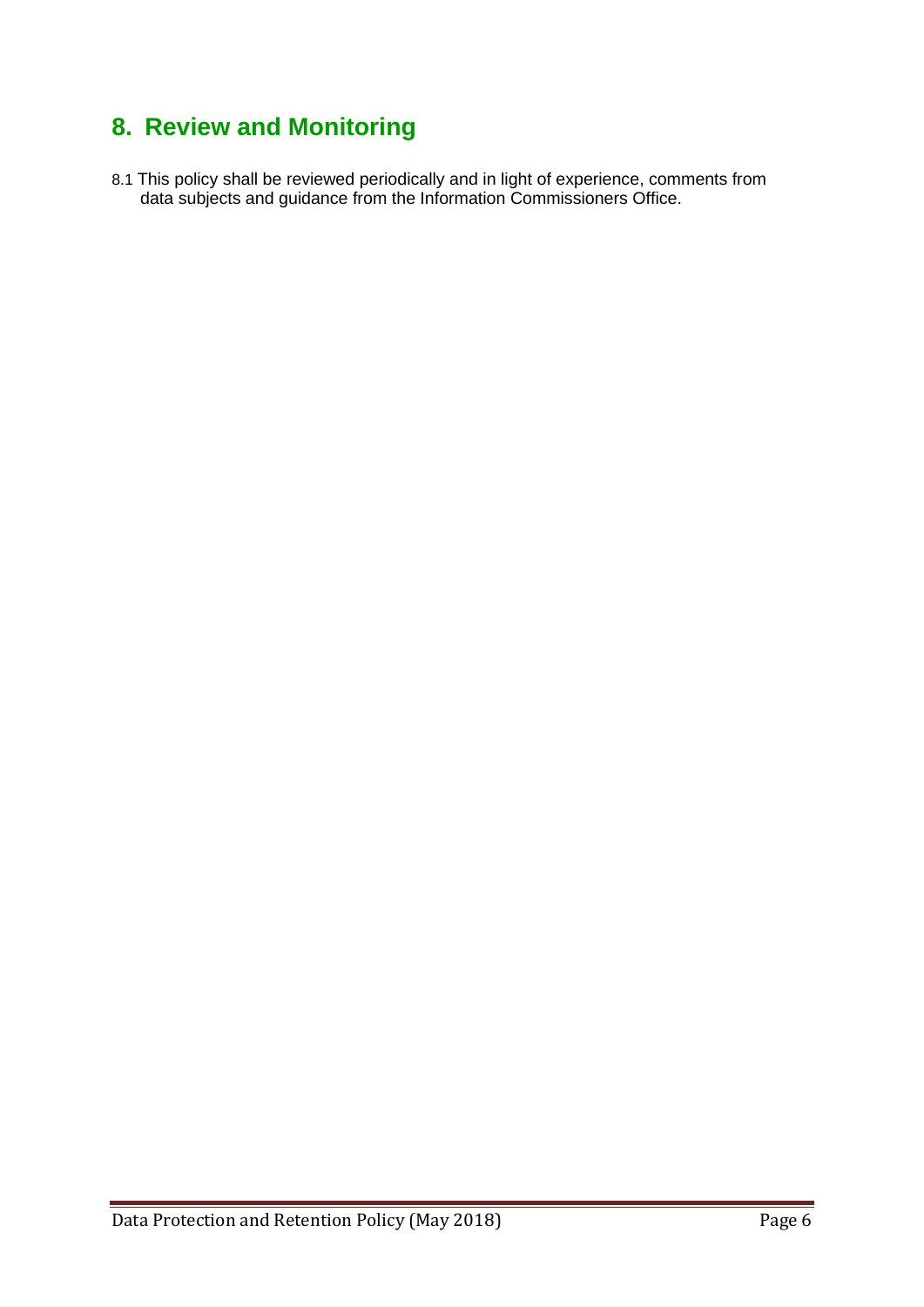## 8. Review and Monitoring

8.1 This policy shall be reviewed periodically and in light of experience, comments from data subjects and guidance from the Information Commissioners Office.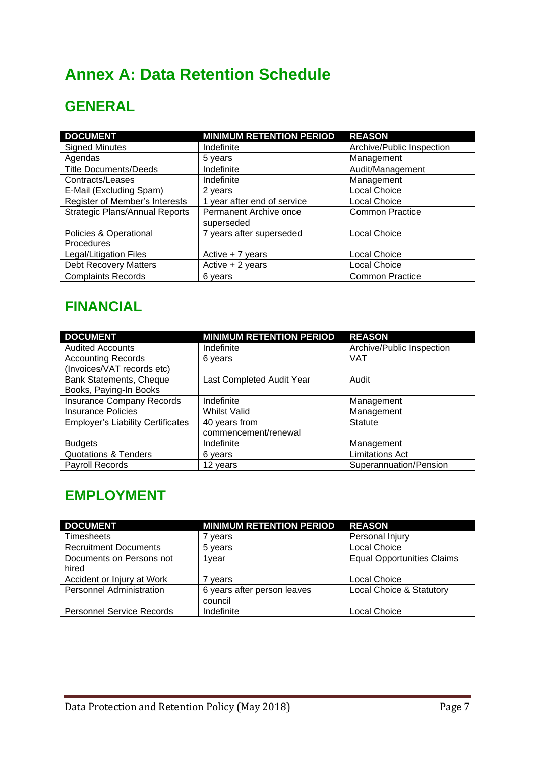# Annex A: Data Retention Schedule

## GENERAL

| DOCUMENT | MINIMUM RETENTION PERIOD | REASON |
| --- | --- | --- |
| Signed Minutes | Indefinite | Archive/Public Inspection |
| Agendas | 5 years | Management |
| Title Documents/Deeds | Indefinite | Audit/Management |
| Contracts/Leases | Indefinite | Management |
| E-Mail (Excluding Spam) | 2 years | Local Choice |
| Register of Member's Interests | 1 year after end of service | Local Choice |
| Strategic Plans/Annual Reports | Permanent Archive once superseded | Common Practice |
| Policies & Operational Procedures | 7 years after superseded | Local Choice |
| Legal/Litigation Files | Active + 7 years | Local Choice |
| Debt Recovery Matters | Active + 2 years | Local Choice |
| Complaints Records | 6 years | Common Practice |

## FINANCIAL

| DOCUMENT | MINIMUM RETENTION PERIOD | REASON |
| --- | --- | --- |
| Audited Accounts | Indefinite | Archive/Public Inspection |
| Accounting Records (Invoices/VAT records etc) | 6 years | VAT |
| Bank Statements, Cheque Books, Paying-In Books | Last Completed Audit Year | Audit |
| Insurance Company Records | Indefinite | Management |
| Insurance Policies | Whilst Valid | Management |
| Employer's Liability Certificates | 40 years from commencement/renewal | Statute |
| Budgets | Indefinite | Management |
| Quotations & Tenders | 6 years | Limitations Act |
| Payroll Records | 12 years | Superannuation/Pension |

## EMPLOYMENT

| DOCUMENT | MINIMUM RETENTION PERIOD | REASON |
| --- | --- | --- |
| Timesheets | 7 years | Personal Injury |
| Recruitment Documents | 5 years | Local Choice |
| Documents on Persons not hired | 1year | Equal Opportunities Claims |
| Accident or Injury at Work | 7 years | Local Choice |
| Personnel Administration | 6 years after person leaves council | Local Choice & Statutory |
| Personnel Service Records | Indefinite | Local Choice |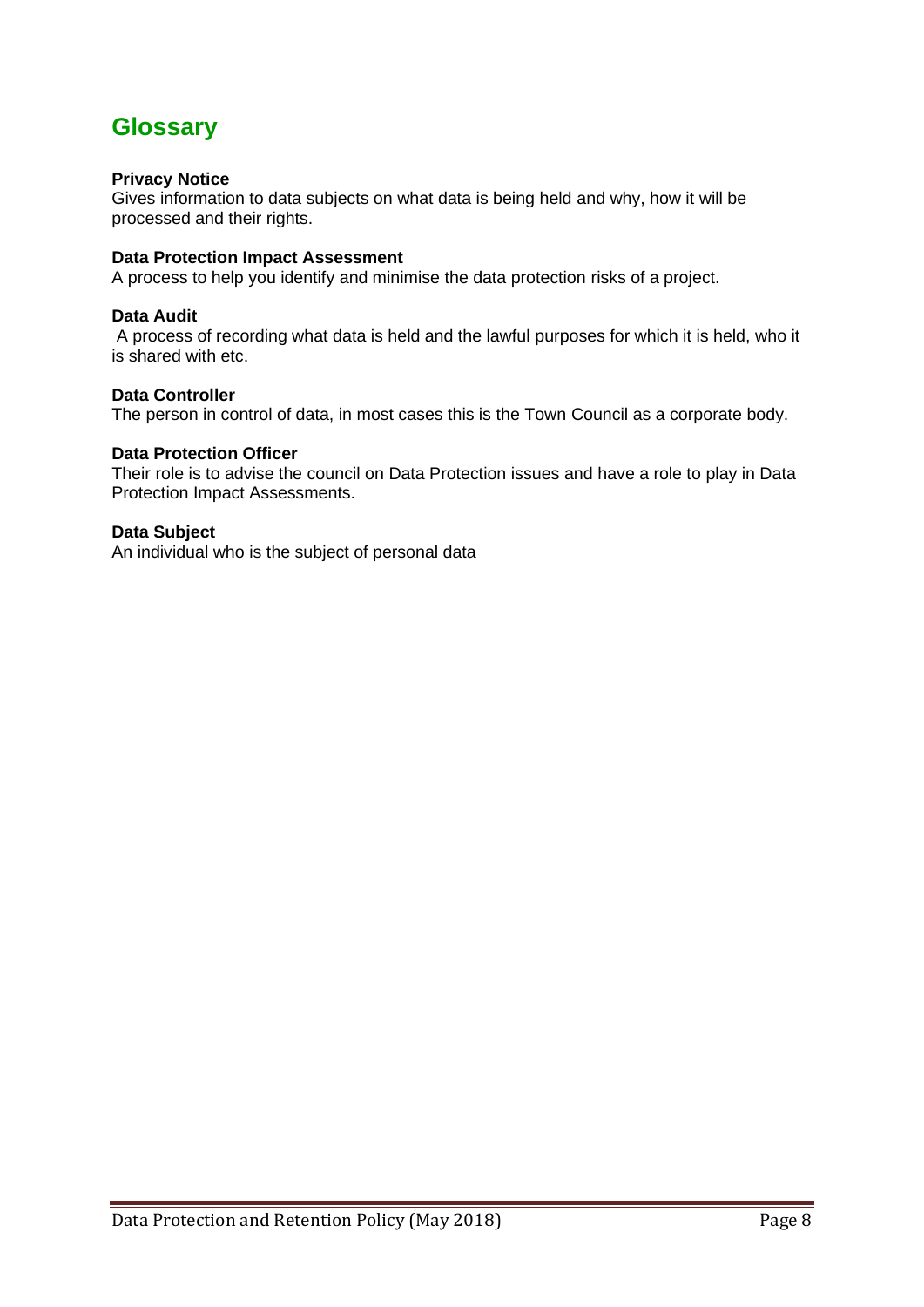## Glossary

**Privacy Notice**
Gives information to data subjects on what data is being held and why, how it will be processed and their rights.

**Data Protection Impact Assessment**
A process to help you identify and minimise the data protection risks of a project.

**Data Audit**
A process of recording what data is held and the lawful purposes for which it is held, who it is shared with etc.

**Data Controller**
The person in control of data, in most cases this is the Town Council as a corporate body.

**Data Protection Officer**
Their role is to advise the council on Data Protection issues and have a role to play in Data Protection Impact Assessments.

**Data Subject**
An individual who is the subject of personal data